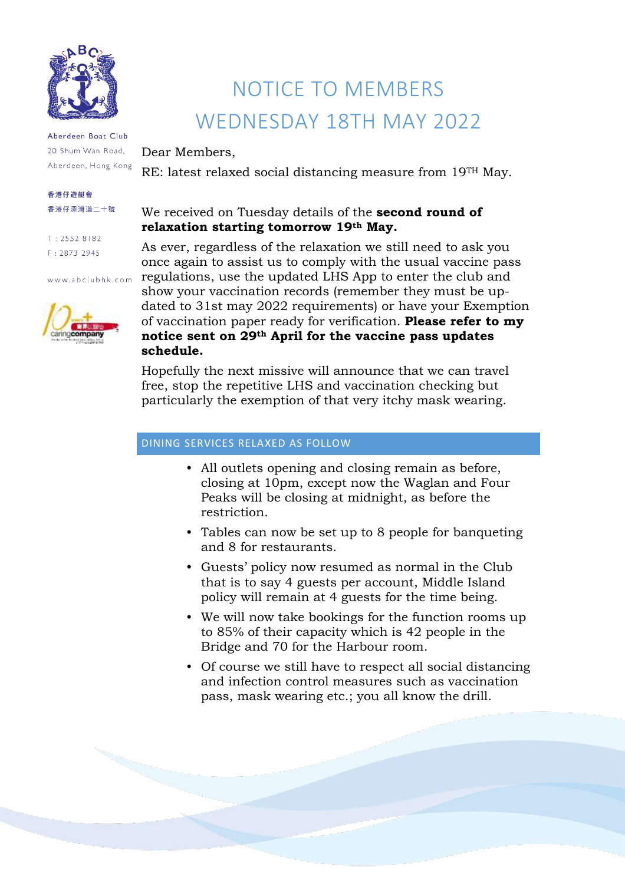Aberdeen Boat Club
20 Shum Wan Road,
Aberdeen, Hong Kong

香港仔遊艇會
香港仔深灣道二十號

T : 2552 8182
F : 2873 2945

www.abclubhk.com

# NOTICE TO MEMBERS
# WEDNESDAY 18TH MAY 2022

Dear Members,

RE: latest relaxed social distancing measure from 19TH May.

We received on Tuesday details of the **second round of relaxation starting tomorrow 19th May.**

As ever, regardless of the relaxation we still need to ask you once again to assist us to comply with the usual vaccine pass regulations, use the updated LHS App to enter the club and show your vaccination records (remember they must be up-dated to 31st may 2022 requirements) or have your Exemption of vaccination paper ready for verification. **Please refer to my notice sent on 29th April for the vaccine pass updates schedule.**

Hopefully the next missive will announce that we can travel free, stop the repetitive LHS and vaccination checking but particularly the exemption of that very itchy mask wearing.

## DINING SERVICES RELAXED AS FOLLOW

- All outlets opening and closing remain as before, closing at 10pm, except now the Waglan and Four Peaks will be closing at midnight, as before the restriction.
- Tables can now be set up to 8 people for banqueting and 8 for restaurants.
- Guests' policy now resumed as normal in the Club that is to say 4 guests per account, Middle Island policy will remain at 4 guests for the time being.
- We will now take bookings for the function rooms up to 85% of their capacity which is 42 people in the Bridge and 70 for the Harbour room.
- Of course we still have to respect all social distancing and infection control measures such as vaccination pass, mask wearing etc.; you all know the drill.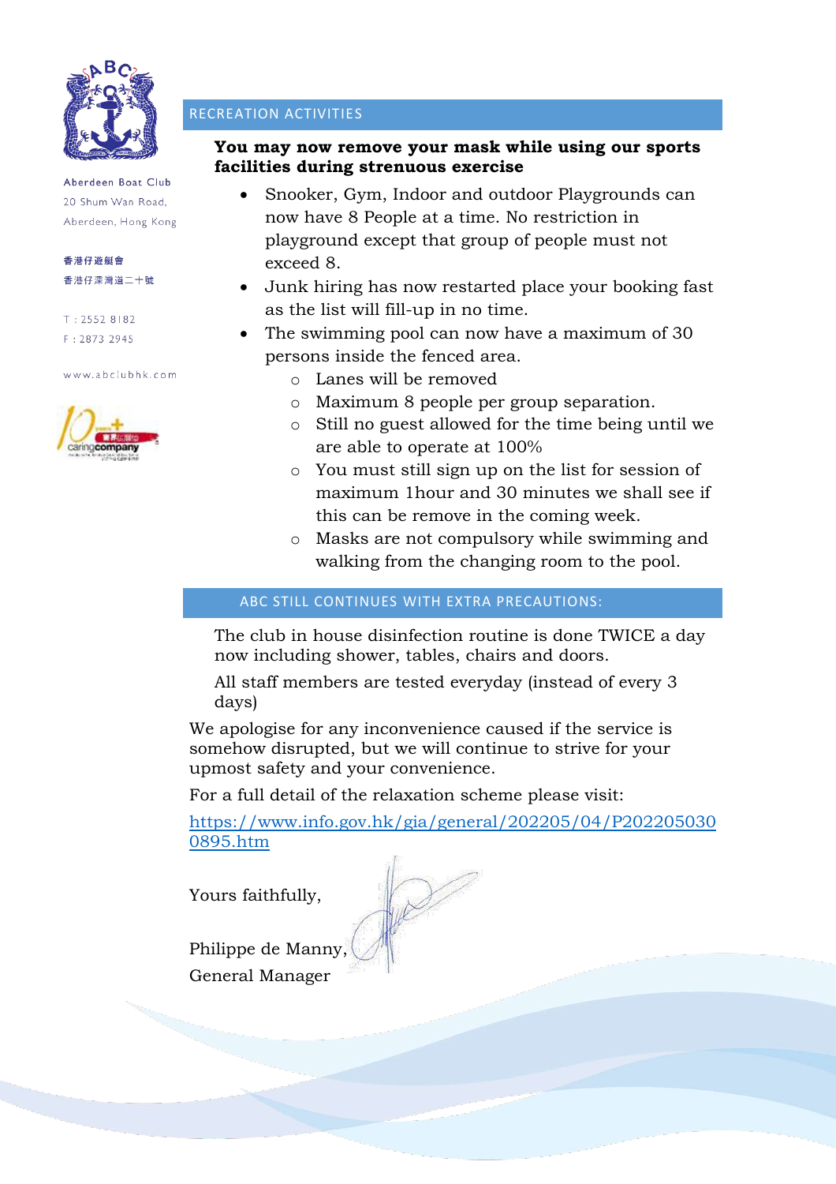Aberdeen Boat Club
20 Shum Wan Road,
Aberdeen, Hong Kong

香港仔遊艇會
香港仔深灣道二十號

T : 2552 8182
F : 2873 2945

www.abclubhk.com

## RECREATION ACTIVITIES

**You may now remove your mask while using our sports facilities during strenuous exercise**

- Snooker, Gym, Indoor and outdoor Playgrounds can now have 8 People at a time. No restriction in playground except that group of people must not exceed 8.
- Junk hiring has now restarted place your booking fast as the list will fill-up in no time.
- The swimming pool can now have a maximum of 30 persons inside the fenced area.
  - Lanes will be removed
  - Maximum 8 people per group separation.
  - Still no guest allowed for the time being until we are able to operate at 100%
  - You must still sign up on the list for session of maximum 1hour and 30 minutes we shall see if this can be remove in the coming week.
  - Masks are not compulsory while swimming and walking from the changing room to the pool.

## ABC STILL CONTINUES WITH EXTRA PRECAUTIONS:

The club in house disinfection routine is done TWICE a day now including shower, tables, chairs and doors.

All staff members are tested everyday (instead of every 3 days)

We apologise for any inconvenience caused if the service is somehow disrupted, but we will continue to strive for your upmost safety and your convenience.

For a full detail of the relaxation scheme please visit:

https://www.info.gov.hk/gia/general/202205/04/P2022050300895.htm

Yours faithfully,

Philippe de Manny,
General Manager